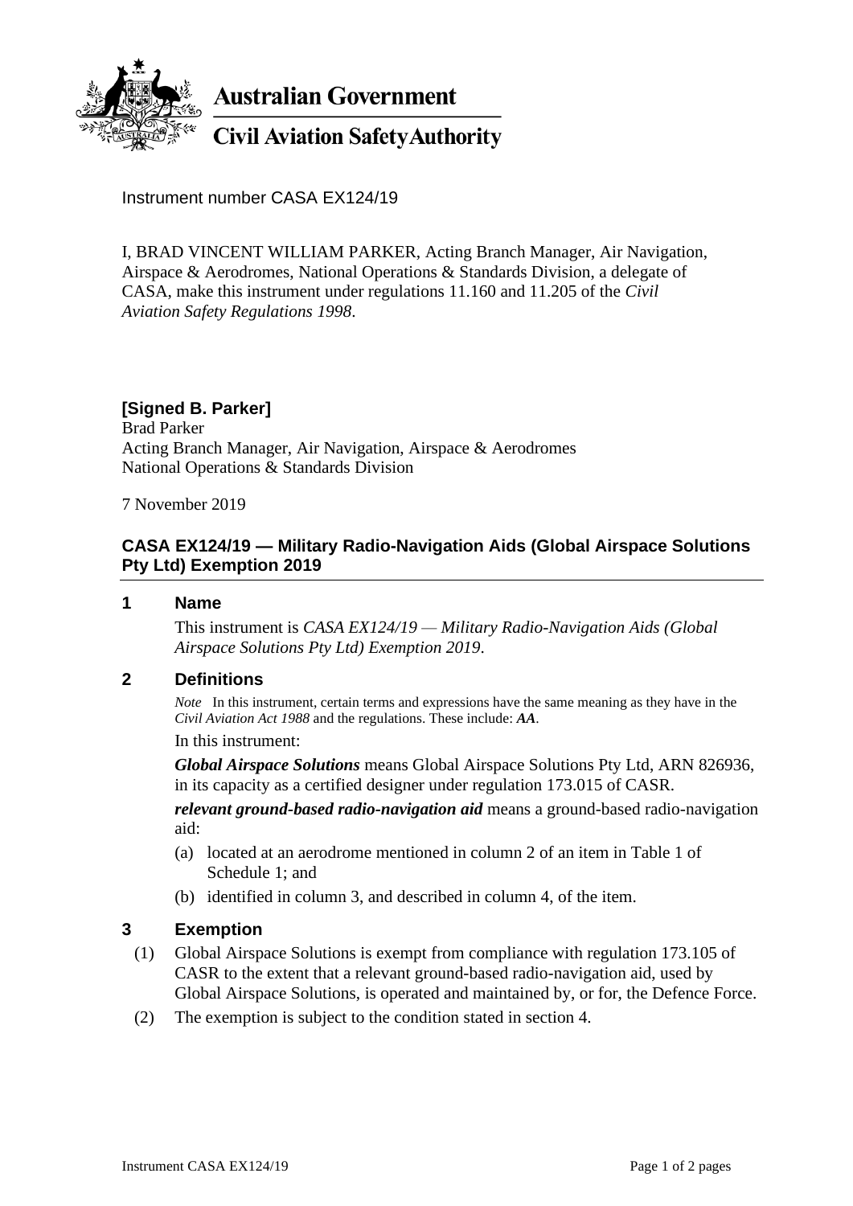**Australian Government**

**Civil Aviation Safety Authority**

Instrument number CASA EX124/19

I, BRAD VINCENT WILLIAM PARKER, Acting Branch Manager, Air Navigation, Airspace & Aerodromes, National Operations & Standards Division, a delegate of CASA, make this instrument under regulations 11.160 and 11.205 of the *Civil Aviation Safety Regulations 1998*.

**[Signed B. Parker]**
Brad Parker
Acting Branch Manager, Air Navigation, Airspace & Aerodromes
National Operations & Standards Division

7 November 2019

## CASA EX124/19 — Military Radio-Navigation Aids (Global Airspace Solutions Pty Ltd) Exemption 2019

### 1 Name

This instrument is *CASA EX124/19 — Military Radio-Navigation Aids (Global Airspace Solutions Pty Ltd) Exemption 2019*.

### 2 Definitions

*Note* In this instrument, certain terms and expressions have the same meaning as they have in the *Civil Aviation Act 1988* and the regulations. These include: ***AA***.

In this instrument:

***Global Airspace Solutions*** means Global Airspace Solutions Pty Ltd, ARN 826936, in its capacity as a certified designer under regulation 173.015 of CASR.

***relevant ground-based radio-navigation aid*** means a ground-based radio-navigation aid:

(a) located at an aerodrome mentioned in column 2 of an item in Table 1 of Schedule 1; and

(b) identified in column 3, and described in column 4, of the item.

### 3 Exemption

(1) Global Airspace Solutions is exempt from compliance with regulation 173.105 of CASR to the extent that a relevant ground-based radio-navigation aid, used by Global Airspace Solutions, is operated and maintained by, or for, the Defence Force.

(2) The exemption is subject to the condition stated in section 4.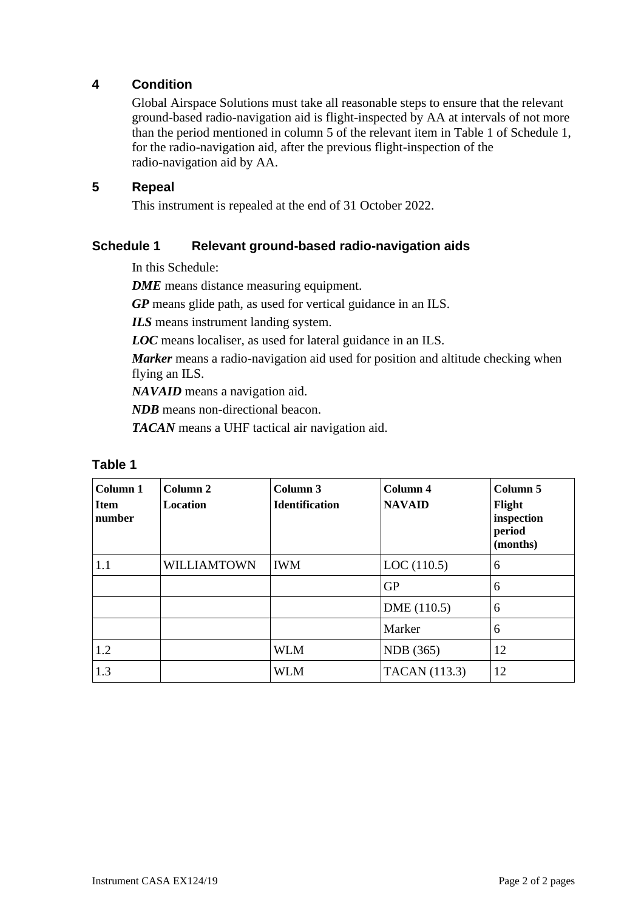## 4 Condition

Global Airspace Solutions must take all reasonable steps to ensure that the relevant ground-based radio-navigation aid is flight-inspected by AA at intervals of not more than the period mentioned in column 5 of the relevant item in Table 1 of Schedule 1, for the radio-navigation aid, after the previous flight-inspection of the radio-navigation aid by AA.

## 5 Repeal

This instrument is repealed at the end of 31 October 2022.

## Schedule 1 Relevant ground-based radio-navigation aids

In this Schedule:

***DME*** means distance measuring equipment.

***GP*** means glide path, as used for vertical guidance in an ILS.

***ILS*** means instrument landing system.

***LOC*** means localiser, as used for lateral guidance in an ILS.

***Marker*** means a radio-navigation aid used for position and altitude checking when flying an ILS.

***NAVAID*** means a navigation aid.

***NDB*** means non-directional beacon.

***TACAN*** means a UHF tactical air navigation aid.

### Table 1

| Column 1 Item number | Column 2 Location | Column 3 Identification | Column 4 NAVAID | Column 5 Flight inspection period (months) |
|---|---|---|---|---|
| 1.1 | WILLIAMTOWN | IWM | LOC (110.5) | 6 |
| | | | GP | 6 |
| | | | DME (110.5) | 6 |
| | | | Marker | 6 |
| 1.2 | | WLM | NDB (365) | 12 |
| 1.3 | | WLM | TACAN (113.3) | 12 |